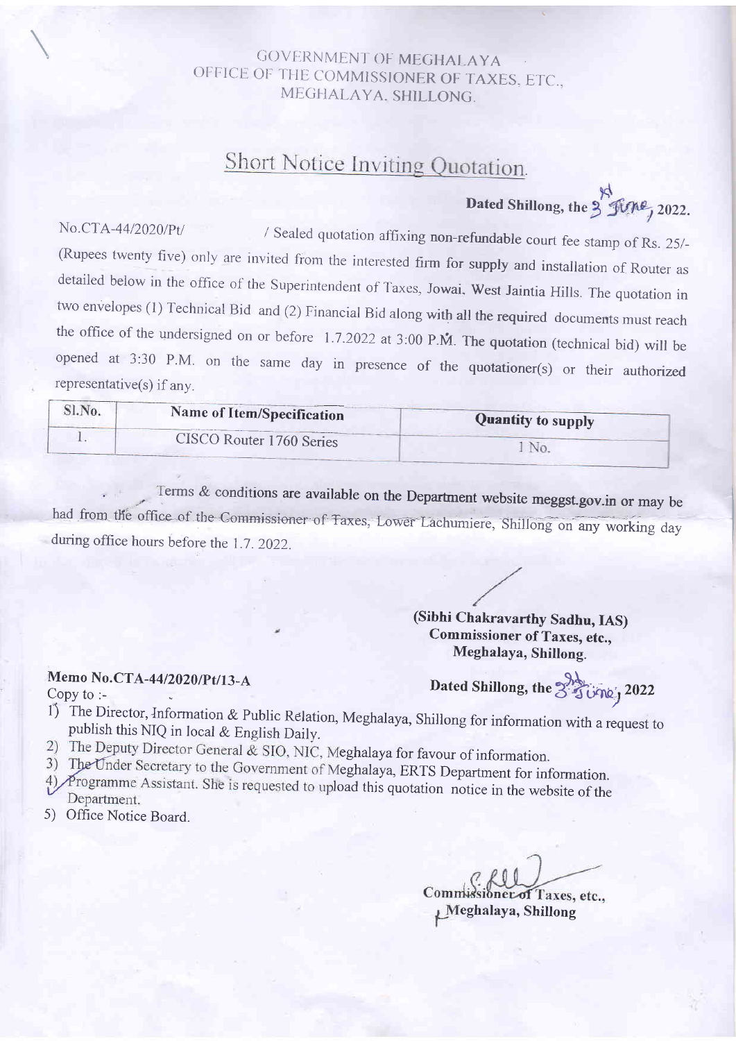GOVERNMENT OF MEGHALAYA
OFFICE OF THE COMMISSIONER OF TAXES, ETC.,
MEGHALAYA, SHILLONG.

## Short Notice Inviting Quotation.

**Dated Shillong, the 3rd June, 2022.**

No.CTA-44/2020/Pt/ / Sealed quotation affixing non-refundable court fee stamp of Rs. 25/- (Rupees twenty five) only are invited from the interested firm for supply and installation of Router as detailed below in the office of the Superintendent of Taxes, Jowai, West Jaintia Hills. The quotation in two envelopes (1) Technical Bid and (2) Financial Bid along with all the required documents must reach the office of the undersigned on or before 1.7.2022 at 3:00 P.M. The quotation (technical bid) will be opened at 3:30 P.M. on the same day in presence of the quotationer(s) or their authorized representative(s) if any.

| Sl.No. | Name of Item/Specification | Quantity to supply |
| --- | --- | --- |
| 1. | CISCO Router 1760 Series | 1 No. |

Terms & conditions are available on the Department website meggst.gov.in or may be had from the office of the Commissioner of Taxes, Lower Lachumiere, Shillong on any working day during office hours before the 1.7. 2022.

**(Sibhi Chakravarthy Sadhu, IAS)**
**Commissioner of Taxes, etc.,**
**Meghalaya, Shillong.**

**Memo No.CTA-44/2020/Pt/13-A** **Dated Shillong, the 3rd June, 2022**

Copy to :-

1) The Director, Information & Public Relation, Meghalaya, Shillong for information with a request to publish this NIQ in local & English Daily.
2) The Deputy Director General & SIO, NIC, Meghalaya for favour of information.
3) The Under Secretary to the Government of Meghalaya, ERTS Department for information.
4) Programme Assistant. She is requested to upload this quotation notice in the website of the Department.
5) Office Notice Board.

**Commissioner of Taxes, etc.,**
**Meghalaya, Shillong**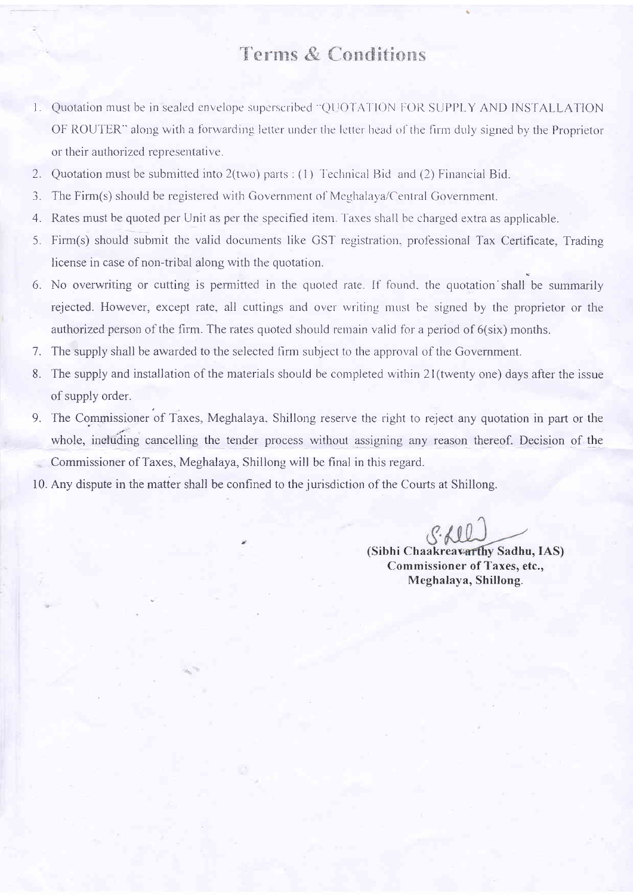# Terms & Conditions

1. Quotation must be in sealed envelope superscribed "QUOTATION FOR SUPPLY AND INSTALLATION OF ROUTER" along with a forwarding letter under the letter head of the firm duly signed by the Proprietor or their authorized representative.
2. Quotation must be submitted into 2(two) parts : (1) Technical Bid and (2) Financial Bid.
3. The Firm(s) should be registered with Government of Meghalaya/Central Government.
4. Rates must be quoted per Unit as per the specified item. Taxes shall be charged extra as applicable.
5. Firm(s) should submit the valid documents like GST registration, professional Tax Certificate, Trading license in case of non-tribal along with the quotation.
6. No overwriting or cutting is permitted in the quoted rate. If found, the quotation shall be summarily rejected. However, except rate, all cuttings and over writing must be signed by the proprietor or the authorized person of the firm. The rates quoted should remain valid for a period of 6(six) months.
7. The supply shall be awarded to the selected firm subject to the approval of the Government.
8. The supply and installation of the materials should be completed within 21(twenty one) days after the issue of supply order.
9. The Commissioner of Taxes, Meghalaya, Shillong reserve the right to reject any quotation in part or the whole, including cancelling the tender process without assigning any reason thereof. Decision of the Commissioner of Taxes, Meghalaya, Shillong will be final in this regard.
10. Any dispute in the matter shall be confined to the jurisdiction of the Courts at Shillong.

**(Sibhi Chaakreavarthy Sadhu, IAS)**
**Commissioner of Taxes, etc.,**
**Meghalaya, Shillong.**